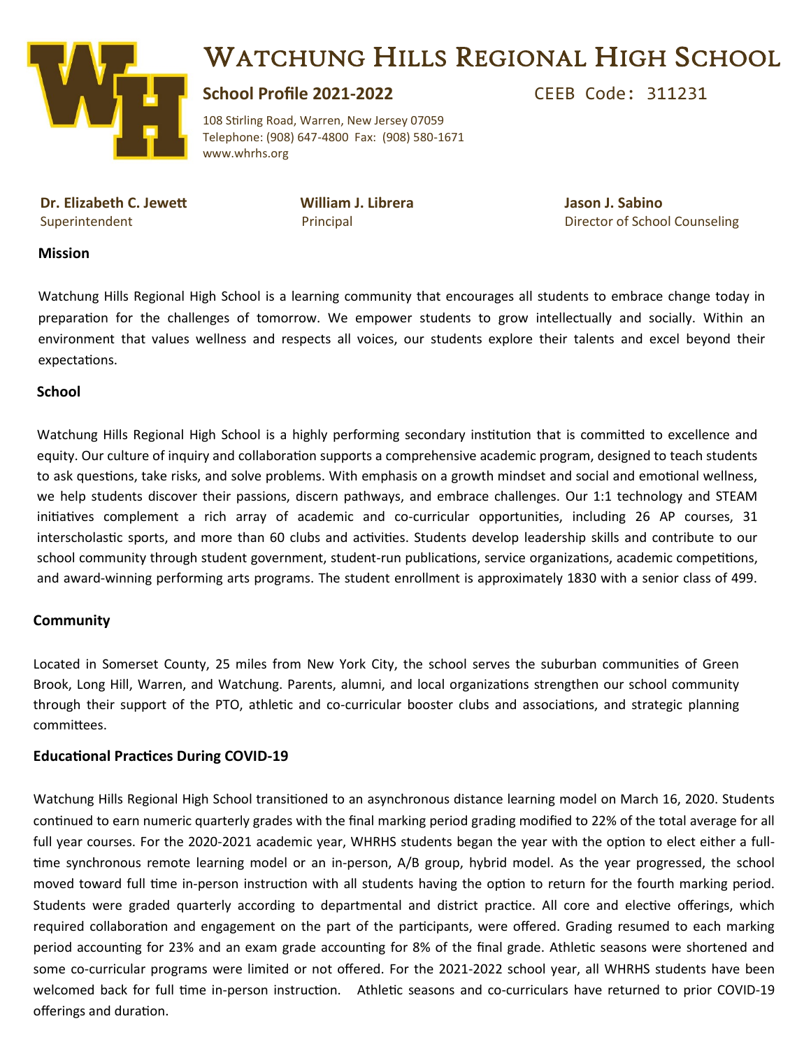# Watchung Hills Regional High School

**School Profile 2021-2022** CEEB Code: 311231

108 Stirling Road, Warren, New Jersey 07059
Telephone: (908) 647-4800 Fax: (908) 580-1671
www.whrhs.org

**Dr. Elizabeth C. Jewett**
Superintendent

**William J. Librera**
Principal

**Jason J. Sabino**
Director of School Counseling

## Mission

Watchung Hills Regional High School is a learning community that encourages all students to embrace change today in preparation for the challenges of tomorrow. We empower students to grow intellectually and socially. Within an environment that values wellness and respects all voices, our students explore their talents and excel beyond their expectations.

## School

Watchung Hills Regional High School is a highly performing secondary institution that is committed to excellence and equity. Our culture of inquiry and collaboration supports a comprehensive academic program, designed to teach students to ask questions, take risks, and solve problems. With emphasis on a growth mindset and social and emotional wellness, we help students discover their passions, discern pathways, and embrace challenges. Our 1:1 technology and STEAM initiatives complement a rich array of academic and co-curricular opportunities, including 26 AP courses, 31 interscholastic sports, and more than 60 clubs and activities. Students develop leadership skills and contribute to our school community through student government, student-run publications, service organizations, academic competitions, and award-winning performing arts programs. The student enrollment is approximately 1830 with a senior class of 499.

## Community

Located in Somerset County, 25 miles from New York City, the school serves the suburban communities of Green Brook, Long Hill, Warren, and Watchung. Parents, alumni, and local organizations strengthen our school community through their support of the PTO, athletic and co-curricular booster clubs and associations, and strategic planning committees.

## Educational Practices During COVID-19

Watchung Hills Regional High School transitioned to an asynchronous distance learning model on March 16, 2020. Students continued to earn numeric quarterly grades with the final marking period grading modified to 22% of the total average for all full year courses. For the 2020-2021 academic year, WHRHS students began the year with the option to elect either a full-time synchronous remote learning model or an in-person, A/B group, hybrid model. As the year progressed, the school moved toward full time in-person instruction with all students having the option to return for the fourth marking period. Students were graded quarterly according to departmental and district practice. All core and elective offerings, which required collaboration and engagement on the part of the participants, were offered. Grading resumed to each marking period accounting for 23% and an exam grade accounting for 8% of the final grade. Athletic seasons were shortened and some co-curricular programs were limited or not offered. For the 2021-2022 school year, all WHRHS students have been welcomed back for full time in-person instruction. Athletic seasons and co-curriculars have returned to prior COVID-19 offerings and duration.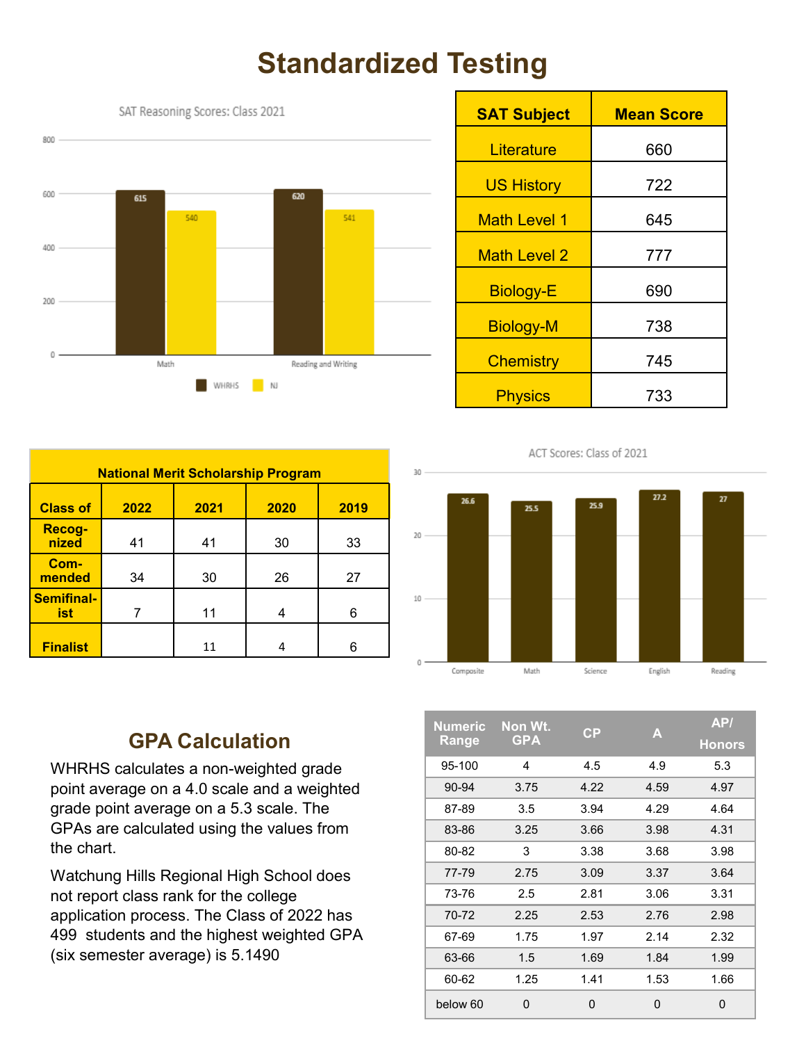# Standardized Testing

SAT Reasoning Scores: Class 2021

| | WHRHS | NJ |
|---|---|---|
| Math | 615 | 540 |
| Reading and Writing | 620 | 541 |

| SAT Subject | Mean Score |
|---|---|
| Literature | 660 |
| US History | 722 |
| Math Level 1 | 645 |
| Math Level 2 | 777 |
| Biology-E | 690 |
| Biology-M | 738 |
| Chemistry | 745 |
| Physics | 733 |

**National Merit Scholarship Program**

| Class of | 2022 | 2021 | 2020 | 2019 |
|---|---|---|---|---|
| Recog-nized | 41 | 41 | 30 | 33 |
| Com-mended | 34 | 30 | 26 | 27 |
| Semifinal-ist | 7 | 11 | 4 | 6 |
| Finalist | | 11 | 4 | 6 |

ACT Scores: Class of 2021

| Composite | Math | Science | English | Reading |
|---|---|---|---|---|
| 26.6 | 25.5 | 25.9 | 27.2 | 27 |

## GPA Calculation

WHRHS calculates a non-weighted grade point average on a 4.0 scale and a weighted grade point average on a 5.3 scale. The GPAs are calculated using the values from the chart.

Watchung Hills Regional High School does not report class rank for the college application process. The Class of 2022 has 499 students and the highest weighted GPA (six semester average) is 5.1490

| Numeric Range | Non Wt. GPA | CP | A | AP/ Honors |
|---|---|---|---|---|
| 95-100 | 4 | 4.5 | 4.9 | 5.3 |
| 90-94 | 3.75 | 4.22 | 4.59 | 4.97 |
| 87-89 | 3.5 | 3.94 | 4.29 | 4.64 |
| 83-86 | 3.25 | 3.66 | 3.98 | 4.31 |
| 80-82 | 3 | 3.38 | 3.68 | 3.98 |
| 77-79 | 2.75 | 3.09 | 3.37 | 3.64 |
| 73-76 | 2.5 | 2.81 | 3.06 | 3.31 |
| 70-72 | 2.25 | 2.53 | 2.76 | 2.98 |
| 67-69 | 1.75 | 1.97 | 2.14 | 2.32 |
| 63-66 | 1.5 | 1.69 | 1.84 | 1.99 |
| 60-62 | 1.25 | 1.41 | 1.53 | 1.66 |
| below 60 | 0 | 0 | 0 | 0 |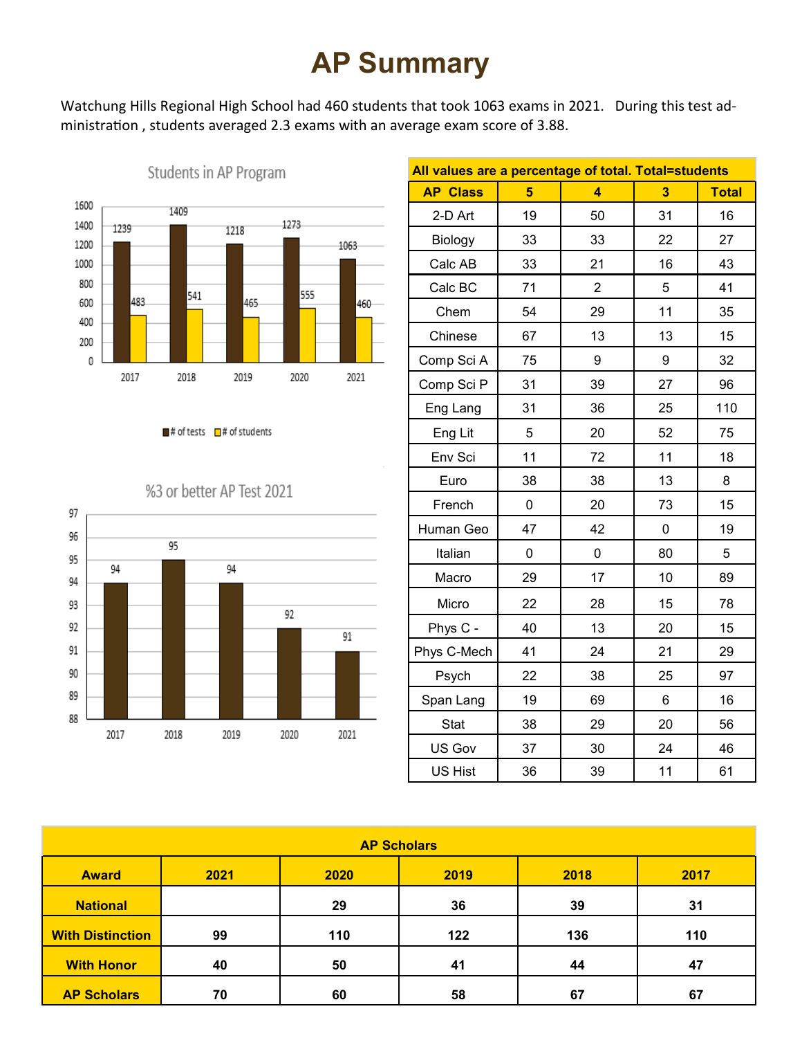# AP Summary

Watchung Hills Regional High School had 460 students that took 1063 exams in 2021. During this test administration , students averaged 2.3 exams with an average exam score of 3.88.

**Students in AP Program**

| Year | # of tests | # of students |
|---|---|---|
| 2017 | 1239 | 483 |
| 2018 | 1409 | 541 |
| 2019 | 1218 | 465 |
| 2020 | 1273 | 555 |
| 2021 | 1063 | 460 |

**%3 or better AP Test 2021**

| Year | % |
|---|---|
| 2017 | 94 |
| 2018 | 95 |
| 2019 | 94 |
| 2020 | 92 |
| 2021 | 91 |

**All values are a percentage of total. Total=students**

| AP Class | 5 | 4 | 3 | Total |
|---|---|---|---|---|
| 2-D Art | 19 | 50 | 31 | 16 |
| Biology | 33 | 33 | 22 | 27 |
| Calc AB | 33 | 21 | 16 | 43 |
| Calc BC | 71 | 2 | 5 | 41 |
| Chem | 54 | 29 | 11 | 35 |
| Chinese | 67 | 13 | 13 | 15 |
| Comp Sci A | 75 | 9 | 9 | 32 |
| Comp Sci P | 31 | 39 | 27 | 96 |
| Eng Lang | 31 | 36 | 25 | 110 |
| Eng Lit | 5 | 20 | 52 | 75 |
| Env Sci | 11 | 72 | 11 | 18 |
| Euro | 38 | 38 | 13 | 8 |
| French | 0 | 20 | 73 | 15 |
| Human Geo | 47 | 42 | 0 | 19 |
| Italian | 0 | 0 | 80 | 5 |
| Macro | 29 | 17 | 10 | 89 |
| Micro | 22 | 28 | 15 | 78 |
| Phys C - | 40 | 13 | 20 | 15 |
| Phys C-Mech | 41 | 24 | 21 | 29 |
| Psych | 22 | 38 | 25 | 97 |
| Span Lang | 19 | 69 | 6 | 16 |
| Stat | 38 | 29 | 20 | 56 |
| US Gov | 37 | 30 | 24 | 46 |
| US Hist | 36 | 39 | 11 | 61 |

**AP Scholars**

| Award | 2021 | 2020 | 2019 | 2018 | 2017 |
|---|---|---|---|---|---|
| National | | 29 | 36 | 39 | 31 |
| With Distinction | 99 | 110 | 122 | 136 | 110 |
| With Honor | 40 | 50 | 41 | 44 | 47 |
| AP Scholars | 70 | 60 | 58 | 67 | 67 |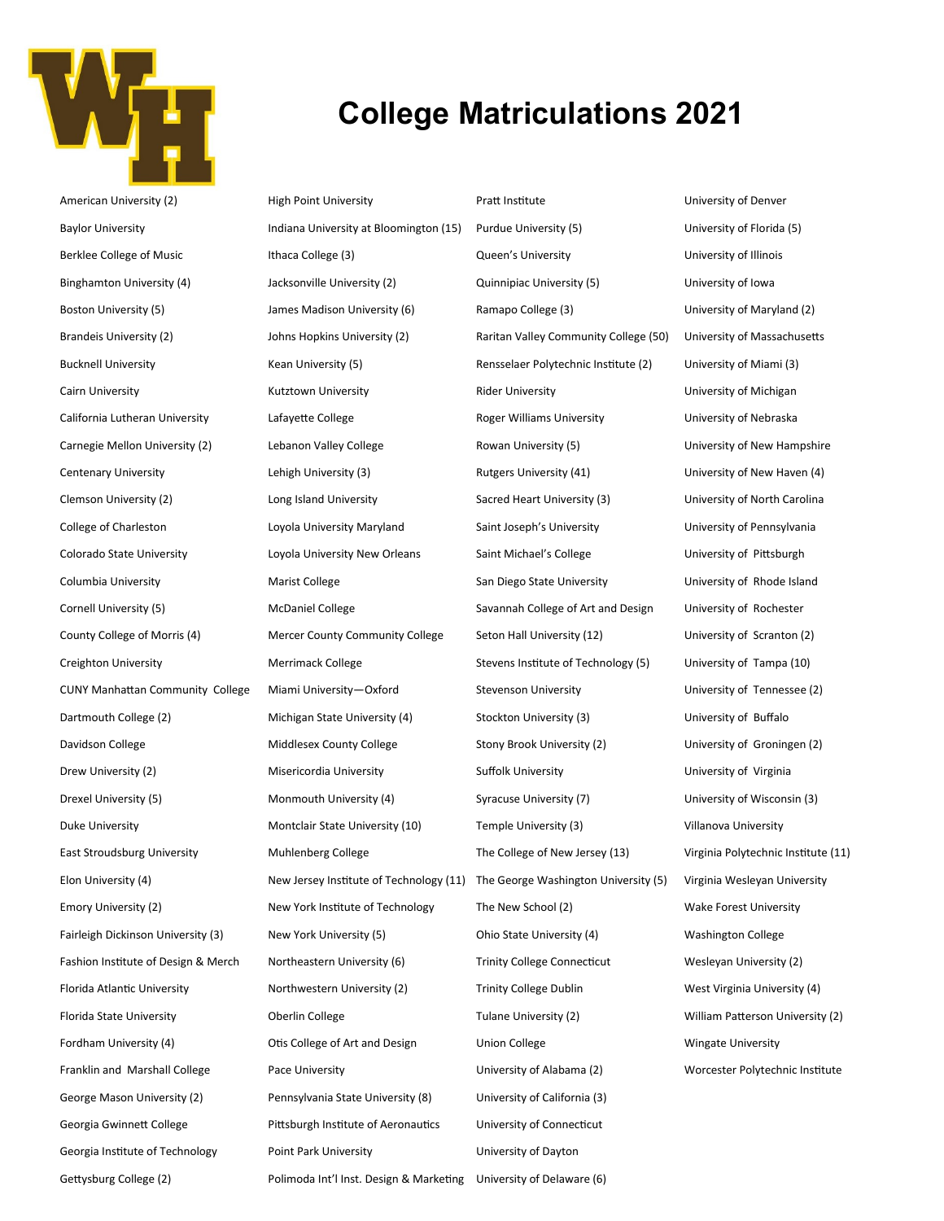# College Matriculations 2021

- American University (2)
- Baylor University
- Berklee College of Music
- Binghamton University (4)
- Boston University (5)
- Brandeis University (2)
- Bucknell University
- Cairn University
- California Lutheran University
- Carnegie Mellon University (2)
- Centenary University
- Clemson University (2)
- College of Charleston
- Colorado State University
- Columbia University
- Cornell University (5)
- County College of Morris (4)
- Creighton University
- CUNY Manhattan Community College
- Dartmouth College (2)
- Davidson College
- Drew University (2)
- Drexel University (5)
- Duke University
- East Stroudsburg University
- Elon University (4)
- Emory University (2)
- Fairleigh Dickinson University (3)
- Fashion Institute of Design & Merch
- Florida Atlantic University
- Florida State University
- Fordham University (4)
- Franklin and Marshall College
- George Mason University (2)
- Georgia Gwinnett College
- Georgia Institute of Technology
- Gettysburg College (2)
- High Point University
- Indiana University at Bloomington (15)
- Ithaca College (3)
- Jacksonville University (2)
- James Madison University (6)
- Johns Hopkins University (2)
- Kean University (5)
- Kutztown University
- Lafayette College
- Lebanon Valley College
- Lehigh University (3)
- Long Island University
- Loyola University Maryland
- Loyola University New Orleans
- Marist College
- McDaniel College
- Mercer County Community College
- Merrimack College
- Miami University—Oxford
- Michigan State University (4)
- Middlesex County College
- Misericordia University
- Monmouth University (4)
- Montclair State University (10)
- Muhlenberg College
- New Jersey Institute of Technology (11)
- New York Institute of Technology
- New York University (5)
- Northeastern University (6)
- Northwestern University (2)
- Oberlin College
- Otis College of Art and Design
- Pace University
- Pennsylvania State University (8)
- Pittsburgh Institute of Aeronautics
- Point Park University
- Polimoda Int'l Inst. Design & Marketing
- Pratt Institute
- Purdue University (5)
- Queen's University
- Quinnipiac University (5)
- Ramapo College (3)
- Raritan Valley Community College (50)
- Rensselaer Polytechnic Institute (2)
- Rider University
- Roger Williams University
- Rowan University (5)
- Rutgers University (41)
- Sacred Heart University (3)
- Saint Joseph's University
- Saint Michael's College
- San Diego State University
- Savannah College of Art and Design
- Seton Hall University (12)
- Stevens Institute of Technology (5)
- Stevenson University
- Stockton University (3)
- Stony Brook University (2)
- Suffolk University
- Syracuse University (7)
- Temple University (3)
- The College of New Jersey (13)
- The George Washington University (5)
- The New School (2)
- Ohio State University (4)
- Trinity College Connecticut
- Trinity College Dublin
- Tulane University (2)
- Union College
- University of Alabama (2)
- University of California (3)
- University of Connecticut
- University of Dayton
- University of Delaware (6)
- University of Denver
- University of Florida (5)
- University of Illinois
- University of Iowa
- University of Maryland (2)
- University of Massachusetts
- University of Miami (3)
- University of Michigan
- University of Nebraska
- University of New Hampshire
- University of New Haven (4)
- University of North Carolina
- University of Pennsylvania
- University of Pittsburgh
- University of Rhode Island
- University of Rochester
- University of Scranton (2)
- University of Tampa (10)
- University of Tennessee (2)
- University of Buffalo
- University of Groningen (2)
- University of Virginia
- University of Wisconsin (3)
- Villanova University
- Virginia Polytechnic Institute (11)
- Virginia Wesleyan University
- Wake Forest University
- Washington College
- Wesleyan University (2)
- West Virginia University (4)
- William Patterson University (2)
- Wingate University
- Worcester Polytechnic Institute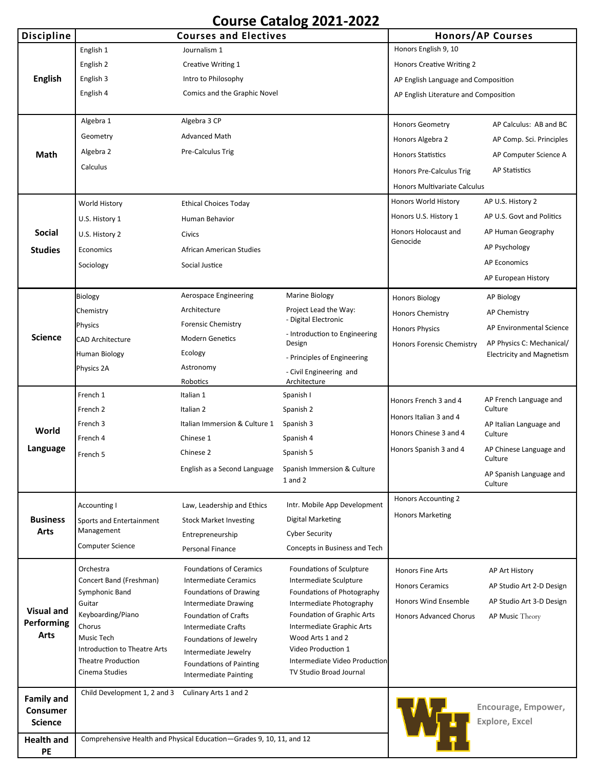# Course Catalog 2021-2022

| Discipline | Courses and Electives | Honors/AP Courses |
|---|---|---|
| **English** | English 1<br>English 2<br>English 3<br>English 4<br>Journalism 1<br>Creative Writing 1<br>Intro to Philosophy<br>Comics and the Graphic Novel | Honors English 9, 10<br>Honors Creative Writing 2<br>AP English Language and Composition<br>AP English Literature and Composition |
| **Math** | Algebra 1<br>Geometry<br>Algebra 2<br>Calculus<br>Algebra 3 CP<br>Advanced Math<br>Pre-Calculus Trig | Honors Geometry<br>Honors Algebra 2<br>Honors Statistics<br>Honors Pre-Calculus Trig<br>Honors Multivariate Calculus<br>AP Calculus: AB and BC<br>AP Comp. Sci. Principles<br>AP Computer Science A<br>AP Statistics |
| **Social Studies** | World History<br>U.S. History 1<br>U.S. History 2<br>Economics<br>Sociology<br>Ethical Choices Today<br>Human Behavior<br>Civics<br>African American Studies<br>Social Justice | Honors World History<br>Honors U.S. History 1<br>Honors Holocaust and Genocide<br>AP U.S. History 2<br>AP U.S. Govt and Politics<br>AP Human Geography<br>AP Psychology<br>AP Economics<br>AP European History |
| **Science** | Biology<br>Chemistry<br>Physics<br>CAD Architecture<br>Human Biology<br>Physics 2A<br>Aerospace Engineering<br>Architecture<br>Forensic Chemistry<br>Modern Genetics<br>Ecology<br>Astronomy<br>Robotics<br>Marine Biology<br>Project Lead the Way:<br>- Digital Electronic<br>- Introduction to Engineering Design<br>- Principles of Engineering<br>- Civil Engineering and Architecture | Honors Biology<br>Honors Chemistry<br>Honors Physics<br>Honors Forensic Chemistry<br>AP Biology<br>AP Chemistry<br>AP Environmental Science<br>AP Physics C: Mechanical/ Electricity and Magnetism |
| **World Language** | French 1<br>French 2<br>French 3<br>French 4<br>French 5<br>Italian 1<br>Italian 2<br>Italian Immersion & Culture 1<br>Chinese 1<br>Chinese 2<br>English as a Second Language<br>Spanish I<br>Spanish 2<br>Spanish 3<br>Spanish 4<br>Spanish 5<br>Spanish Immersion & Culture 1 and 2 | Honors French 3 and 4<br>Honors Italian 3 and 4<br>Honors Chinese 3 and 4<br>Honors Spanish 3 and 4<br>AP French Language and Culture<br>AP Italian Language and Culture<br>AP Chinese Language and Culture<br>AP Spanish Language and Culture |
| **Business Arts** | Accounting I<br>Sports and Entertainment Management<br>Computer Science<br>Law, Leadership and Ethics<br>Stock Market Investing<br>Entrepreneurship<br>Personal Finance<br>Intr. Mobile App Development<br>Digital Marketing<br>Cyber Security<br>Concepts in Business and Tech | Honors Accounting 2<br>Honors Marketing |
| **Visual and Performing Arts** | Orchestra<br>Concert Band (Freshman)<br>Symphonic Band<br>Guitar<br>Keyboarding/Piano<br>Chorus<br>Music Tech<br>Introduction to Theatre Arts<br>Theatre Production<br>Cinema Studies<br>Foundations of Ceramics<br>Intermediate Ceramics<br>Foundations of Drawing<br>Intermediate Drawing<br>Foundation of Crafts<br>Intermediate Crafts<br>Foundations of Jewelry<br>Intermediate Jewelry<br>Foundations of Painting<br>Intermediate Painting<br>Foundations of Sculpture<br>Intermediate Sculpture<br>Foundations of Photography<br>Intermediate Photography<br>Foundation of Graphic Arts<br>Intermediate Graphic Arts<br>Wood Arts 1 and 2<br>Video Production 1<br>Intermediate Video Production<br>TV Studio Broad Journal | Honors Fine Arts<br>Honors Ceramics<br>Honors Wind Ensemble<br>Honors Advanced Chorus<br>AP Art History<br>AP Studio Art 2-D Design<br>AP Studio Art 3-D Design<br>AP Music Theory |
| **Family and Consumer Science** | Child Development 1, 2 and 3<br>Culinary Arts 1 and 2 | WH Encourage, Empower, Explore, Excel |
| **Health and PE** | Comprehensive Health and Physical Education—Grades 9, 10, 11, and 12 | |